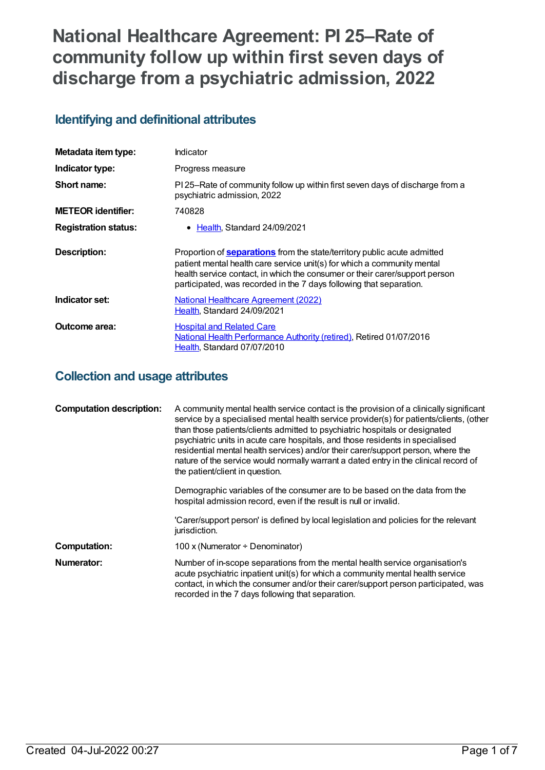# National Healthcare Agreement: PI 25–Rate of community follow up within first seven days of discharge from a psychiatric admission, 2022

## Identifying and definitional attributes

| | |
|---|---|
| **Metadata item type:** | Indicator |
| **Indicator type:** | Progress measure |
| **Short name:** | PI 25–Rate of community follow up within first seven days of discharge from a psychiatric admission, 2022 |
| **METEOR identifier:** | 740828 |
| **Registration status:** | • Health, Standard 24/09/2021 |
| **Description:** | Proportion of **separations** from the state/territory public acute admitted patient mental health care service unit(s) for which a community mental health service contact, in which the consumer or their carer/support person participated, was recorded in the 7 days following that separation. |
| **Indicator set:** | National Healthcare Agreement (2022)<br>Health, Standard 24/09/2021 |
| **Outcome area:** | Hospital and Related Care<br>National Health Performance Authority (retired), Retired 01/07/2016<br>Health, Standard 07/07/2010 |

## Collection and usage attributes

| | |
|---|---|
| **Computation description:** | A community mental health service contact is the provision of a clinically significant service by a specialised mental health service provider(s) for patients/clients, (other than those patients/clients admitted to psychiatric hospitals or designated psychiatric units in acute care hospitals, and those residents in specialised residential mental health services) and/or their carer/support person, where the nature of the service would normally warrant a dated entry in the clinical record of the patient/client in question.<br><br>Demographic variables of the consumer are to be based on the data from the hospital admission record, even if the result is null or invalid.<br><br>'Carer/support person' is defined by local legislation and policies for the relevant jurisdiction. |
| **Computation:** | 100 x (Numerator ÷ Denominator) |
| **Numerator:** | Number of in-scope separations from the mental health service organisation's acute psychiatric inpatient unit(s) for which a community mental health service contact, in which the consumer and/or their carer/support person participated, was recorded in the 7 days following that separation. |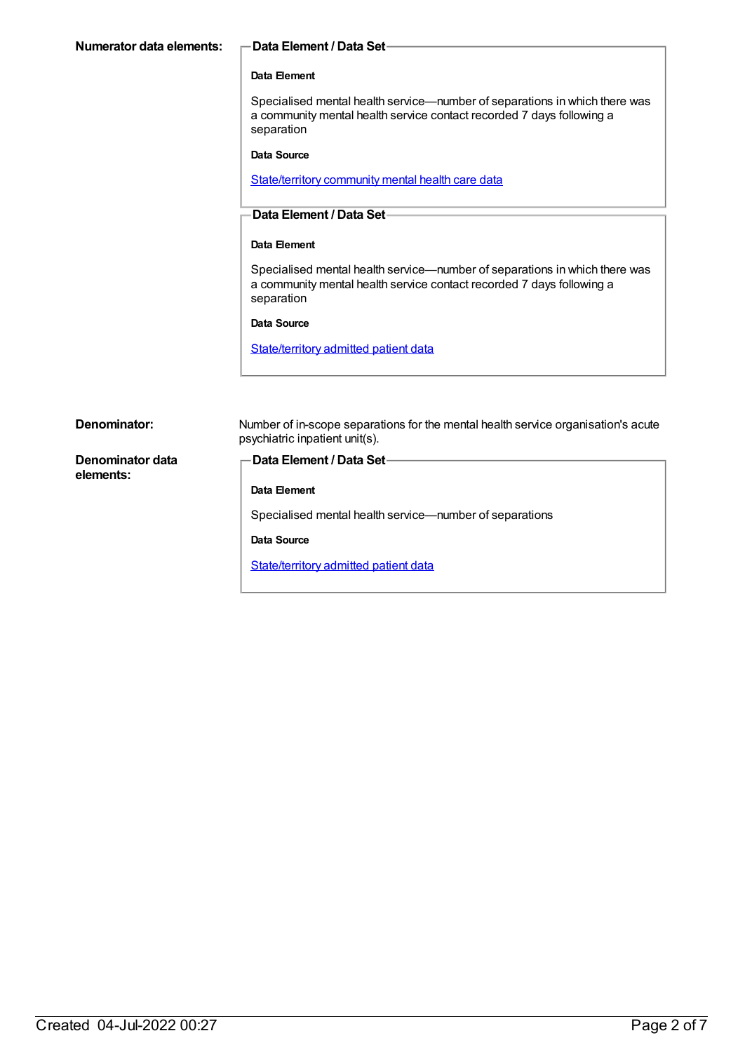**Numerator data elements:**

**Data Element / Data Set**

**Data Element**

Specialised mental health service—number of separations in which there was a community mental health service contact recorded 7 days following a separation

**Data Source**

State/territory community mental health care data

**Data Element / Data Set**

**Data Element**

Specialised mental health service—number of separations in which there was a community mental health service contact recorded 7 days following a separation

**Data Source**

State/territory admitted patient data

**Denominator:**

Number of in-scope separations for the mental health service organisation's acute psychiatric inpatient unit(s).

**Denominator data elements:**

**Data Element / Data Set**

**Data Element**

Specialised mental health service—number of separations

**Data Source**

State/territory admitted patient data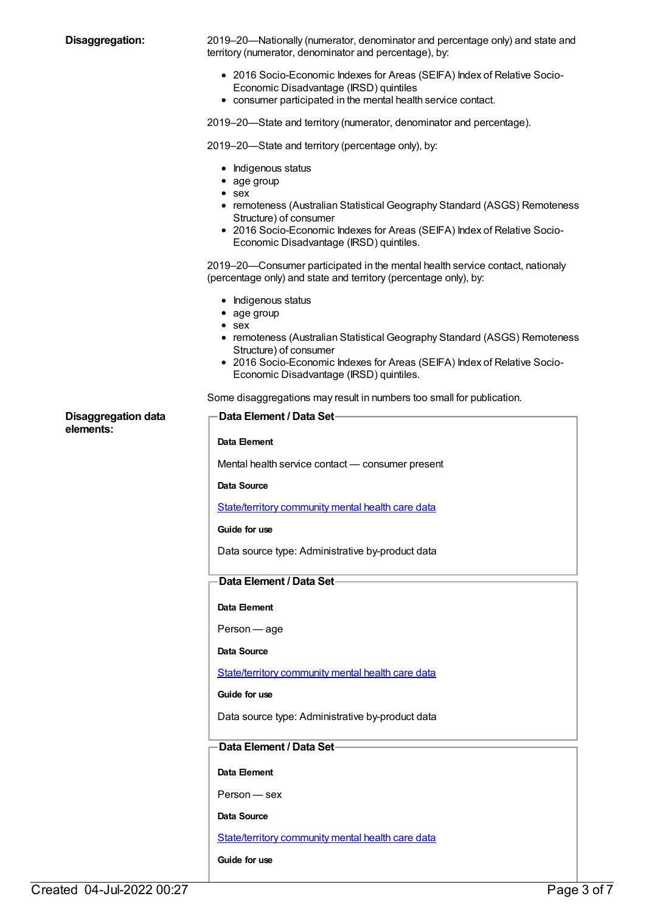**Disaggregation:**

2019–20—Nationally (numerator, denominator and percentage only) and state and territory (numerator, denominator and percentage), by:

- 2016 Socio-Economic Indexes for Areas (SEIFA) Index of Relative Socio-Economic Disadvantage (IRSD) quintiles
- consumer participated in the mental health service contact.

2019–20—State and territory (numerator, denominator and percentage).

2019–20—State and territory (percentage only), by:

- Indigenous status
- age group
- sex
- remoteness (Australian Statistical Geography Standard (ASGS) Remoteness Structure) of consumer
- 2016 Socio-Economic Indexes for Areas (SEIFA) Index of Relative Socio-Economic Disadvantage (IRSD) quintiles.

2019–20—Consumer participated in the mental health service contact, nationaly (percentage only) and state and territory (percentage only), by:

- Indigenous status
- age group
- sex
- remoteness (Australian Statistical Geography Standard (ASGS) Remoteness Structure) of consumer
- 2016 Socio-Economic Indexes for Areas (SEIFA) Index of Relative Socio-Economic Disadvantage (IRSD) quintiles.

Some disaggregations may result in numbers too small for publication.

**Disaggregation data elements:**

**Data Element / Data Set**

**Data Element**

Mental health service contact — consumer present

**Data Source**

[State/territory community mental health care data]

**Guide for use**

Data source type: Administrative by-product data

**Data Element / Data Set**

**Data Element**

Person — age

**Data Source**

[State/territory community mental health care data]

**Guide for use**

Data source type: Administrative by-product data

**Data Element / Data Set**

**Data Element**

Person — sex

**Data Source**

[State/territory community mental health care data]

**Guide for use**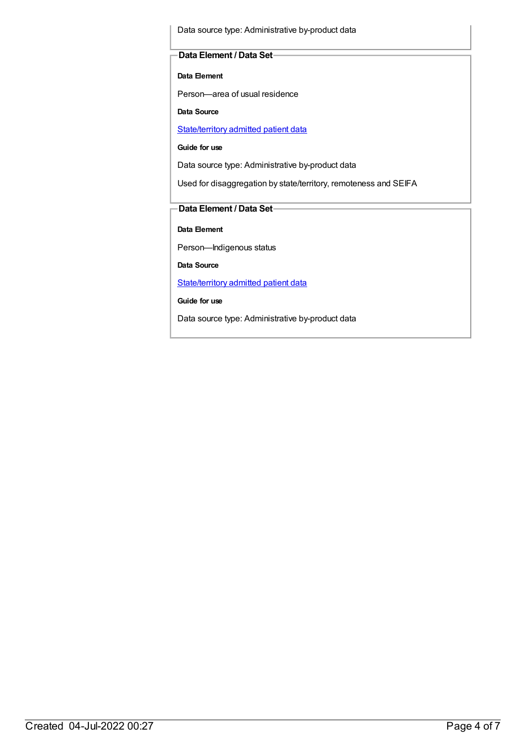Data source type: Administrative by-product data

### Data Element / Data Set

**Data Element**

Person—area of usual residence

**Data Source**

State/territory admitted patient data

**Guide for use**

Data source type: Administrative by-product data

Used for disaggregation by state/territory, remoteness and SEIFA

### Data Element / Data Set

**Data Element**

Person—Indigenous status

**Data Source**

State/territory admitted patient data

**Guide for use**

Data source type: Administrative by-product data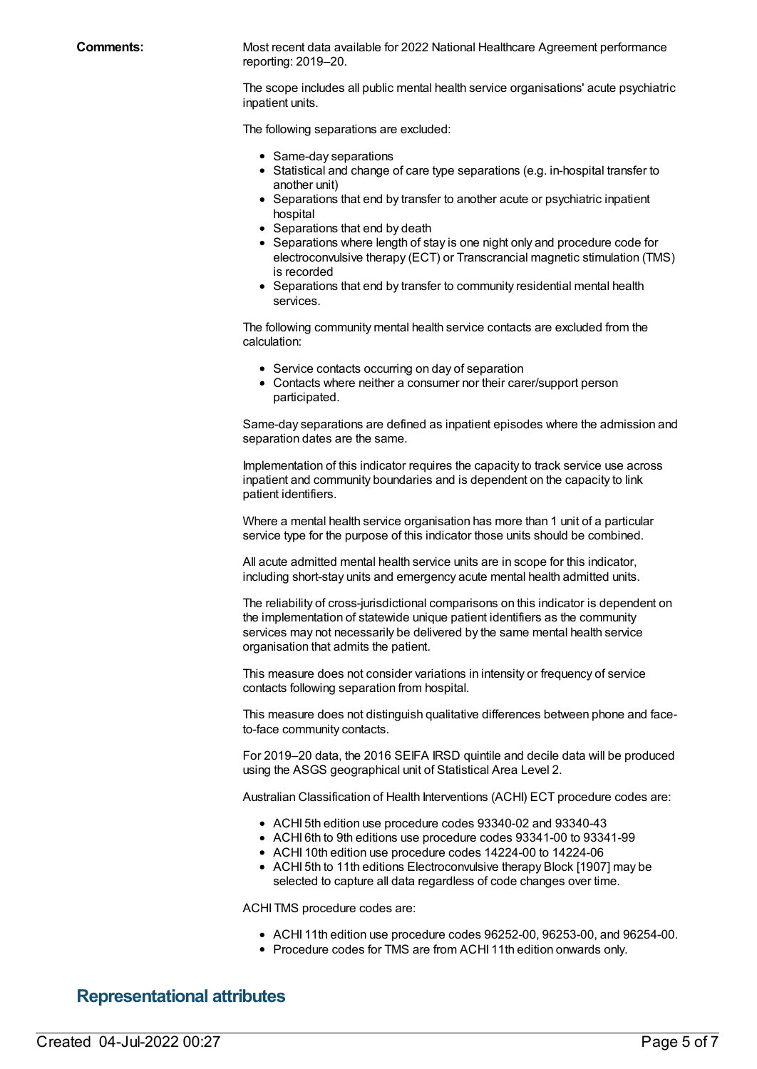**Comments:**

Most recent data available for 2022 National Healthcare Agreement performance reporting: 2019–20.

The scope includes all public mental health service organisations' acute psychiatric inpatient units.

The following separations are excluded:

- Same-day separations
- Statistical and change of care type separations (e.g. in-hospital transfer to another unit)
- Separations that end by transfer to another acute or psychiatric inpatient hospital
- Separations that end by death
- Separations where length of stay is one night only and procedure code for electroconvulsive therapy (ECT) or Transcrancial magnetic stimulation (TMS) is recorded
- Separations that end by transfer to community residential mental health services.

The following community mental health service contacts are excluded from the calculation:

- Service contacts occurring on day of separation
- Contacts where neither a consumer nor their carer/support person participated.

Same-day separations are defined as inpatient episodes where the admission and separation dates are the same.

Implementation of this indicator requires the capacity to track service use across inpatient and community boundaries and is dependent on the capacity to link patient identifiers.

Where a mental health service organisation has more than 1 unit of a particular service type for the purpose of this indicator those units should be combined.

All acute admitted mental health service units are in scope for this indicator, including short-stay units and emergency acute mental health admitted units.

The reliability of cross-jurisdictional comparisons on this indicator is dependent on the implementation of statewide unique patient identifiers as the community services may not necessarily be delivered by the same mental health service organisation that admits the patient.

This measure does not consider variations in intensity or frequency of service contacts following separation from hospital.

This measure does not distinguish qualitative differences between phone and face-to-face community contacts.

For 2019–20 data, the 2016 SEIFA IRSD quintile and decile data will be produced using the ASGS geographical unit of Statistical Area Level 2.

Australian Classification of Health Interventions (ACHI) ECT procedure codes are:

- ACHI 5th edition use procedure codes 93340-02 and 93340-43
- ACHI 6th to 9th editions use procedure codes 93341-00 to 93341-99
- ACHI 10th edition use procedure codes 14224-00 to 14224-06
- ACHI 5th to 11th editions Electroconvulsive therapy Block [1907] may be selected to capture all data regardless of code changes over time.

ACHI TMS procedure codes are:

- ACHI 11th edition use procedure codes 96252-00, 96253-00, and 96254-00.
- Procedure codes for TMS are from ACHI 11th edition onwards only.

## Representational attributes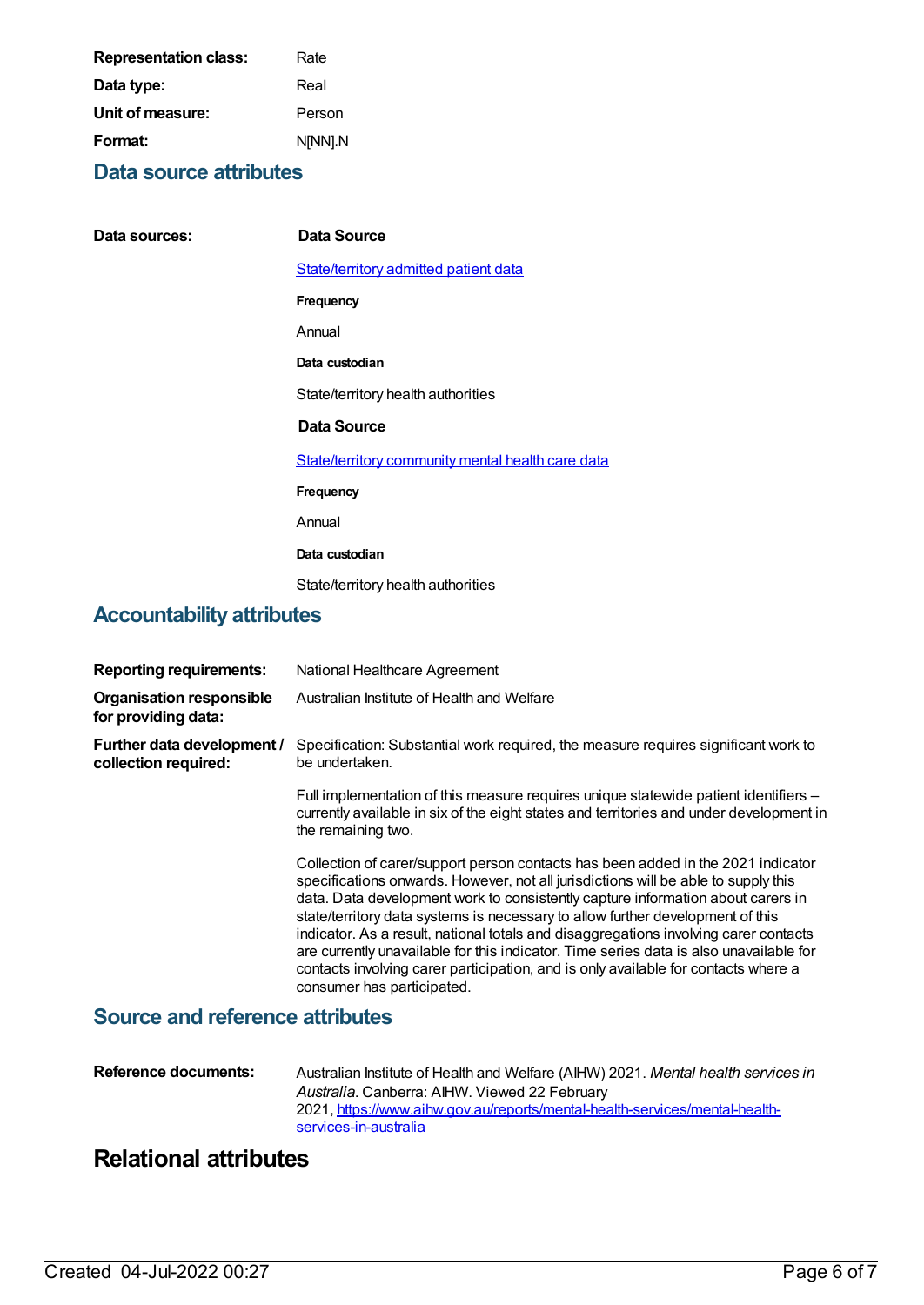**Representation class:** Rate

**Data type:** Real

**Unit of measure:** Person

**Format:** N[NN].N

## Data source attributes

**Data sources:**

**Data Source**

[State/territory admitted patient data]()

**Frequency**

Annual

**Data custodian**

State/territory health authorities

**Data Source**

[State/territory community mental health care data]()

**Frequency**

Annual

**Data custodian**

State/territory health authorities

## Accountability attributes

**Reporting requirements:** National Healthcare Agreement

**Organisation responsible for providing data:** Australian Institute of Health and Welfare

**Further data development / collection required:** Specification: Substantial work required, the measure requires significant work to be undertaken.

Full implementation of this measure requires unique statewide patient identifiers – currently available in six of the eight states and territories and under development in the remaining two.

Collection of carer/support person contacts has been added in the 2021 indicator specifications onwards. However, not all jurisdictions will be able to supply this data. Data development work to consistently capture information about carers in state/territory data systems is necessary to allow further development of this indicator. As a result, national totals and disaggregations involving carer contacts are currently unavailable for this indicator. Time series data is also unavailable for contacts involving carer participation, and is only available for contacts where a consumer has participated.

## Source and reference attributes

**Reference documents:** Australian Institute of Health and Welfare (AIHW) 2021. *Mental health services in Australia*. Canberra: AIHW. Viewed 22 February 2021, [https://www.aihw.gov.au/reports/mental-health-services/mental-health-services-in-australia](https://www.aihw.gov.au/reports/mental-health-services/mental-health-services-in-australia)

# Relational attributes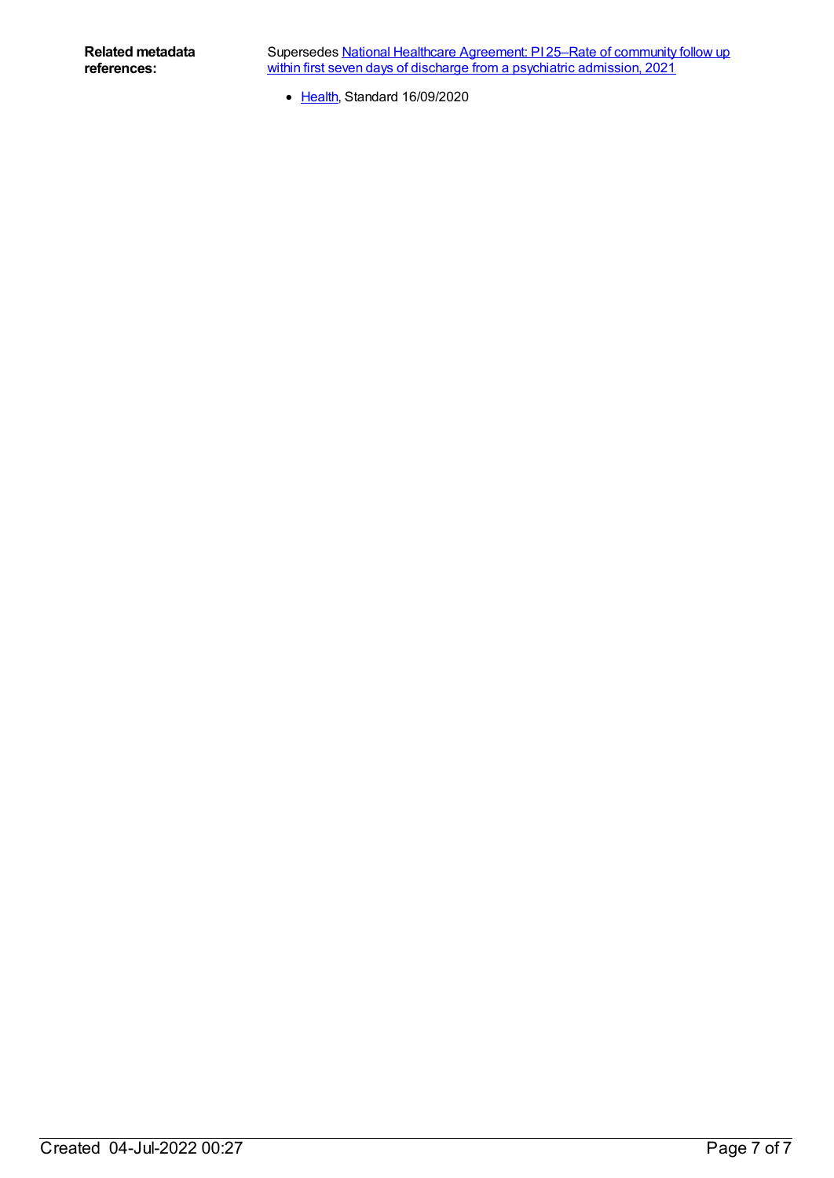**Related metadata references:**

Supersedes National Healthcare Agreement: PI 25–Rate of community follow up within first seven days of discharge from a psychiatric admission, 2021

- Health, Standard 16/09/2020